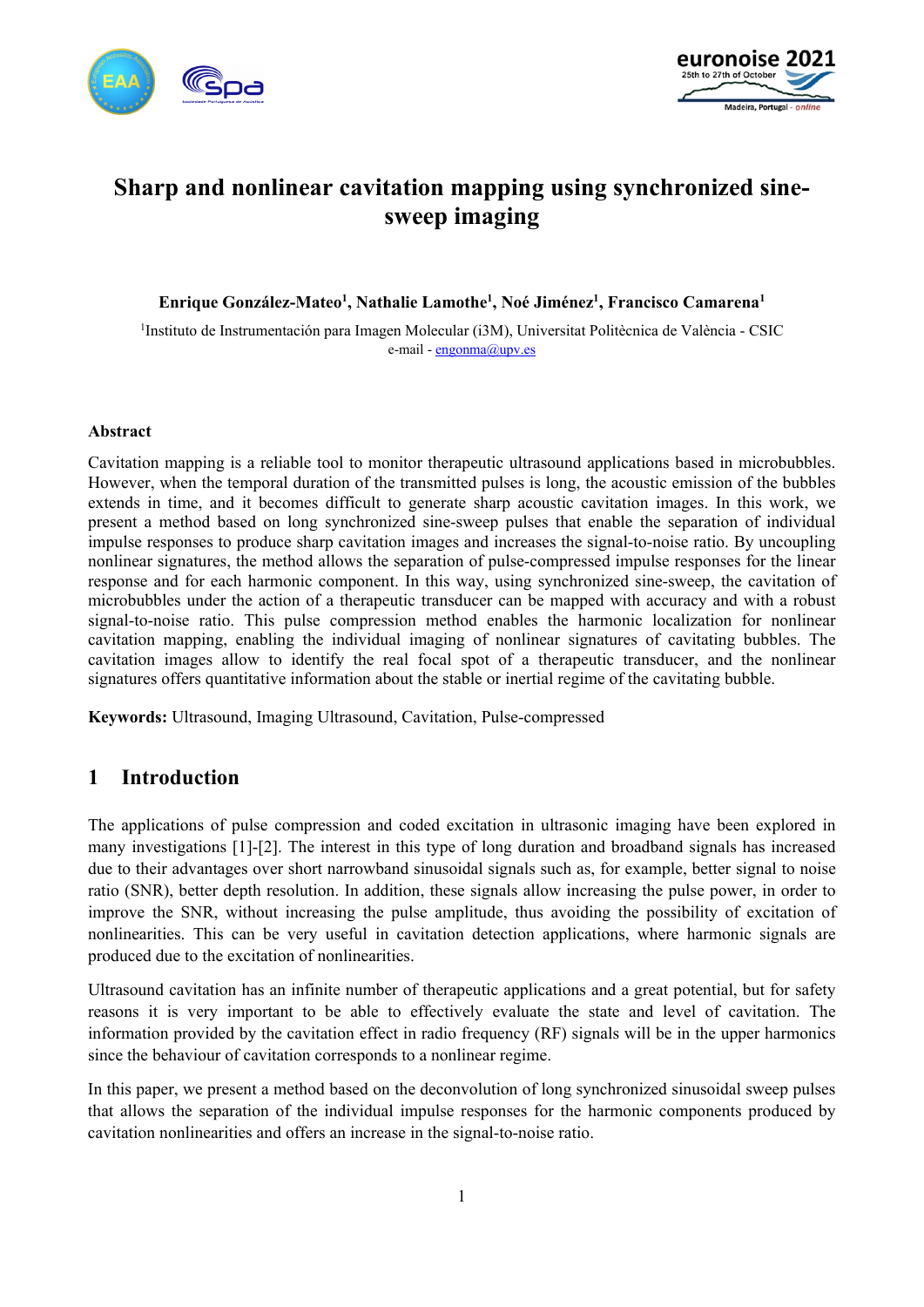# Sharp and nonlinear cavitation mapping using synchronized sine-sweep imaging

**Enrique González-Mateo[1], Nathalie Lamothe[1], Noé Jiménez[1], Francisco Camarena[1]**

[1]Instituto de Instrumentación para Imagen Molecular (i3M), Universitat Politècnica de València - CSIC
e-mail - engonma@upv.es

### Abstract

Cavitation mapping is a reliable tool to monitor therapeutic ultrasound applications based in microbubbles. However, when the temporal duration of the transmitted pulses is long, the acoustic emission of the bubbles extends in time, and it becomes difficult to generate sharp acoustic cavitation images. In this work, we present a method based on long synchronized sine-sweep pulses that enable the separation of individual impulse responses to produce sharp cavitation images and increases the signal-to-noise ratio. By uncoupling nonlinear signatures, the method allows the separation of pulse-compressed impulse responses for the linear response and for each harmonic component. In this way, using synchronized sine-sweep, the cavitation of microbubbles under the action of a therapeutic transducer can be mapped with accuracy and with a robust signal-to-noise ratio. This pulse compression method enables the harmonic localization for nonlinear cavitation mapping, enabling the individual imaging of nonlinear signatures of cavitating bubbles. The cavitation images allow to identify the real focal spot of a therapeutic transducer, and the nonlinear signatures offers quantitative information about the stable or inertial regime of the cavitating bubble.

**Keywords:** Ultrasound, Imaging Ultrasound, Cavitation, Pulse-compressed

## 1 Introduction

The applications of pulse compression and coded excitation in ultrasonic imaging have been explored in many investigations [1]-[2]. The interest in this type of long duration and broadband signals has increased due to their advantages over short narrowband sinusoidal signals such as, for example, better signal to noise ratio (SNR), better depth resolution. In addition, these signals allow increasing the pulse power, in order to improve the SNR, without increasing the pulse amplitude, thus avoiding the possibility of excitation of nonlinearities. This can be very useful in cavitation detection applications, where harmonic signals are produced due to the excitation of nonlinearities.

Ultrasound cavitation has an infinite number of therapeutic applications and a great potential, but for safety reasons it is very important to be able to effectively evaluate the state and level of cavitation. The information provided by the cavitation effect in radio frequency (RF) signals will be in the upper harmonics since the behaviour of cavitation corresponds to a nonlinear regime.

In this paper, we present a method based on the deconvolution of long synchronized sinusoidal sweep pulses that allows the separation of the individual impulse responses for the harmonic components produced by cavitation nonlinearities and offers an increase in the signal-to-noise ratio.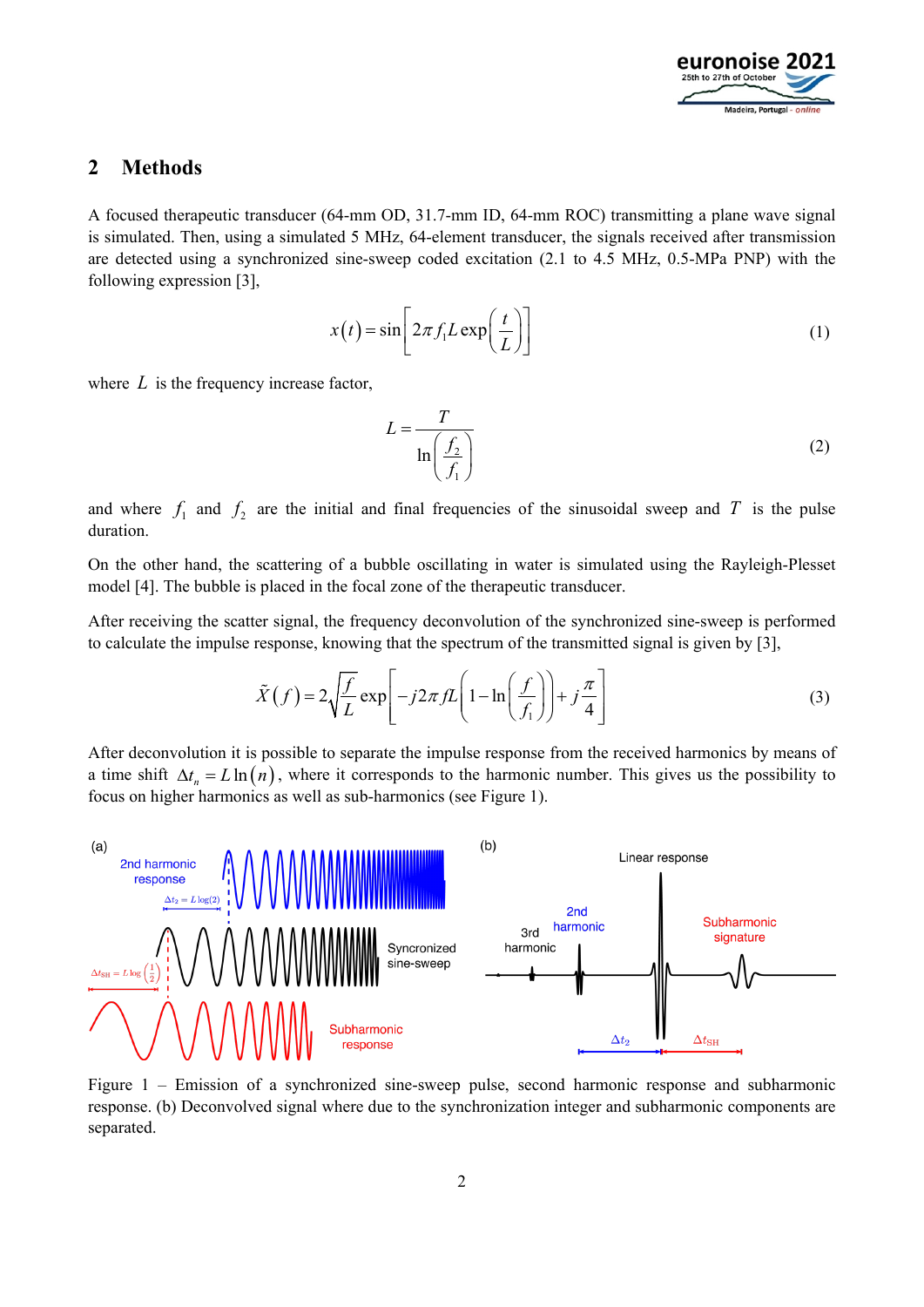## 2 Methods

A focused therapeutic transducer (64-mm OD, 31.7-mm ID, 64-mm ROC) transmitting a plane wave signal is simulated. Then, using a simulated 5 MHz, 64-element transducer, the signals received after transmission are detected using a synchronized sine-sweep coded excitation (2.1 to 4.5 MHz, 0.5-MPa PNP) with the following expression [3],

$$x(t) = \sin\left[2\pi f_1 L \exp\left(\frac{t}{L}\right)\right] \tag{1}$$

where $L$ is the frequency increase factor,

$$L = \frac{T}{\ln\left(\frac{f_2}{f_1}\right)} \tag{2}$$

and where $f_1$ and $f_2$ are the initial and final frequencies of the sinusoidal sweep and $T$ is the pulse duration.

On the other hand, the scattering of a bubble oscillating in water is simulated using the Rayleigh-Plesset model [4]. The bubble is placed in the focal zone of the therapeutic transducer.

After receiving the scatter signal, the frequency deconvolution of the synchronized sine-sweep is performed to calculate the impulse response, knowing that the spectrum of the transmitted signal is given by [3],

$$\tilde{X}(f) = 2\sqrt{\frac{f}{L}} \exp\left[-j2\pi f L\left(1 - \ln\left(\frac{f}{f_1}\right)\right) + j\frac{\pi}{4}\right] \tag{3}$$

After deconvolution it is possible to separate the impulse response from the received harmonics by means of a time shift $\Delta t_n = L\ln(n)$, where it corresponds to the harmonic number. This gives us the possibility to focus on higher harmonics as well as sub-harmonics (see Figure 1).

Figure 1 – Emission of a synchronized sine-sweep pulse, second harmonic response and subharmonic response. (b) Deconvolved signal where due to the synchronization integer and subharmonic components are separated.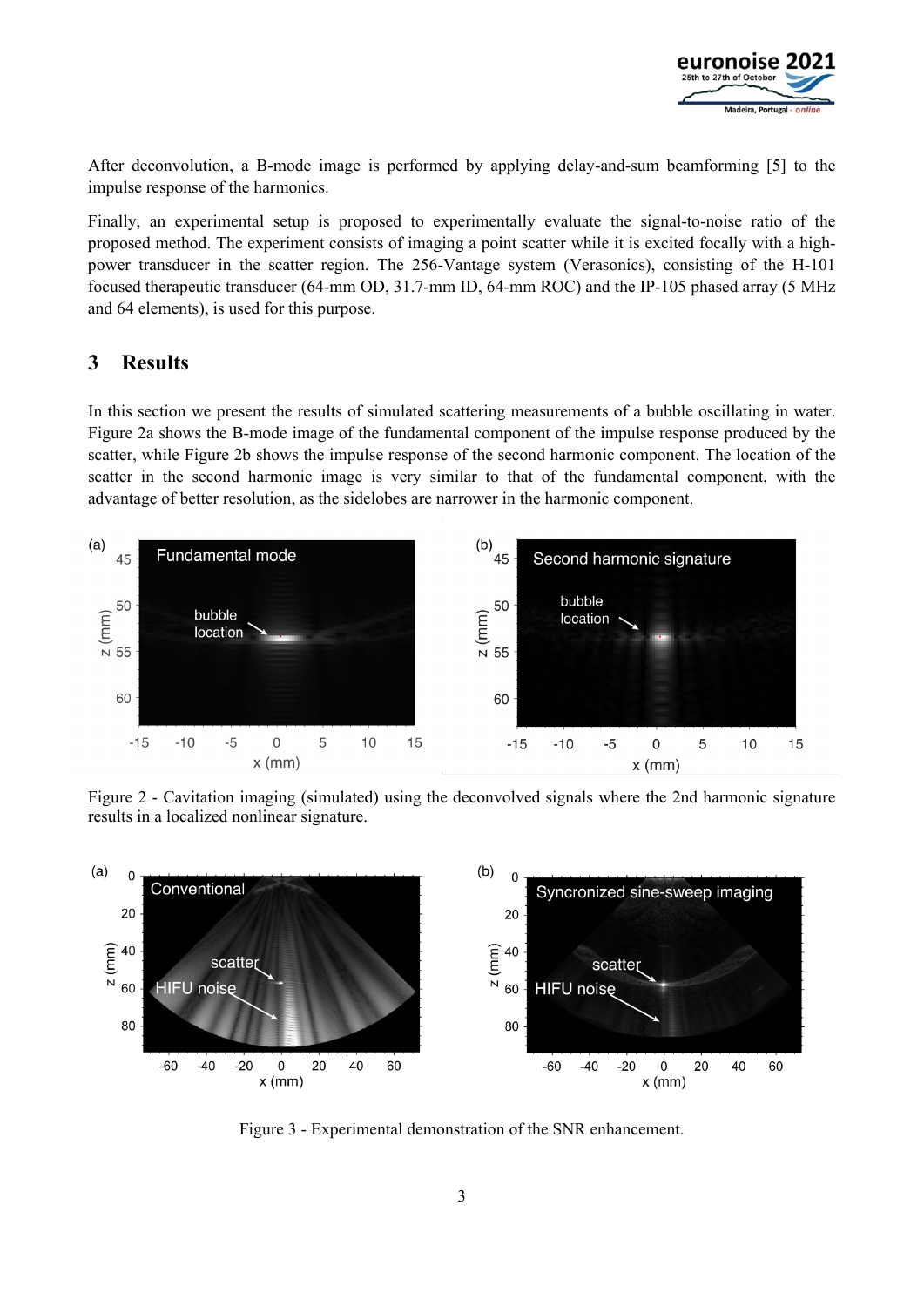After deconvolution, a B-mode image is performed by applying delay-and-sum beamforming [5] to the impulse response of the harmonics.

Finally, an experimental setup is proposed to experimentally evaluate the signal-to-noise ratio of the proposed method. The experiment consists of imaging a point scatter while it is excited focally with a high-power transducer in the scatter region. The 256-Vantage system (Verasonics), consisting of the H-101 focused therapeutic transducer (64-mm OD, 31.7-mm ID, 64-mm ROC) and the IP-105 phased array (5 MHz and 64 elements), is used for this purpose.

# 3 Results

In this section we present the results of simulated scattering measurements of a bubble oscillating in water. Figure 2a shows the B-mode image of the fundamental component of the impulse response produced by the scatter, while Figure 2b shows the impulse response of the second harmonic component. The location of the scatter in the second harmonic image is very similar to that of the fundamental component, with the advantage of better resolution, as the sidelobes are narrower in the harmonic component.

Figure 2 - Cavitation imaging (simulated) using the deconvolved signals where the 2nd harmonic signature results in a localized nonlinear signature.

Figure 3 - Experimental demonstration of the SNR enhancement.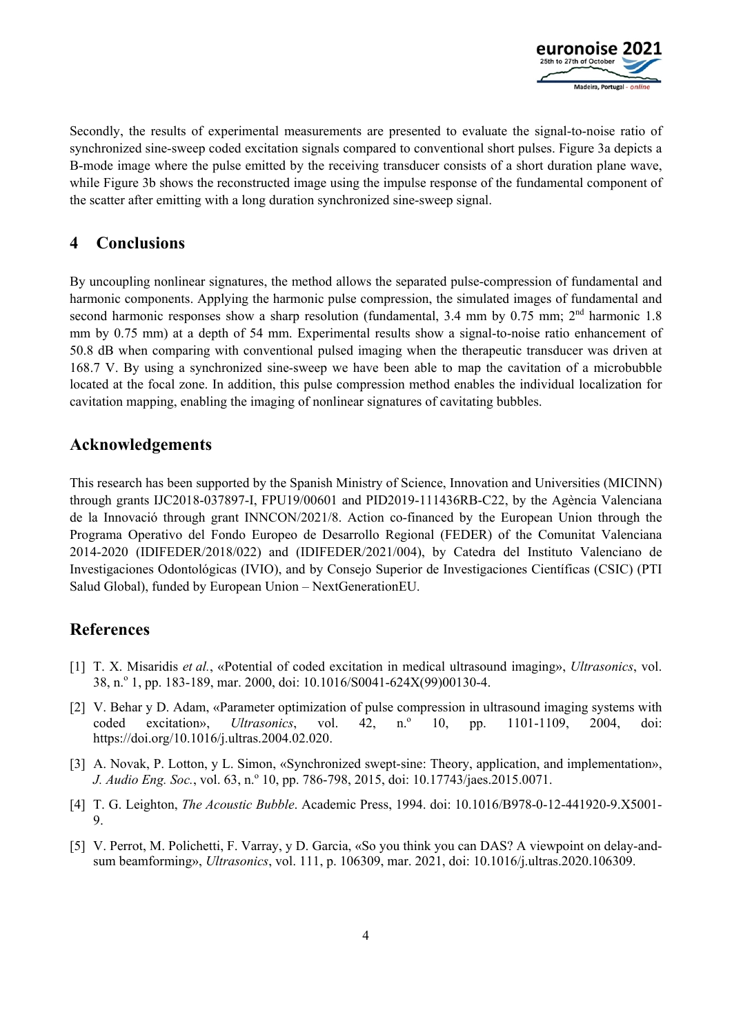Secondly, the results of experimental measurements are presented to evaluate the signal-to-noise ratio of synchronized sine-sweep coded excitation signals compared to conventional short pulses. Figure 3a depicts a B-mode image where the pulse emitted by the receiving transducer consists of a short duration plane wave, while Figure 3b shows the reconstructed image using the impulse response of the fundamental component of the scatter after emitting with a long duration synchronized sine-sweep signal.

## 4 Conclusions

By uncoupling nonlinear signatures, the method allows the separated pulse-compression of fundamental and harmonic components. Applying the harmonic pulse compression, the simulated images of fundamental and second harmonic responses show a sharp resolution (fundamental, 3.4 mm by 0.75 mm; 2$^{nd}$ harmonic 1.8 mm by 0.75 mm) at a depth of 54 mm. Experimental results show a signal-to-noise ratio enhancement of 50.8 dB when comparing with conventional pulsed imaging when the therapeutic transducer was driven at 168.7 V. By using a synchronized sine-sweep we have been able to map the cavitation of a microbubble located at the focal zone. In addition, this pulse compression method enables the individual localization for cavitation mapping, enabling the imaging of nonlinear signatures of cavitating bubbles.

## Acknowledgements

This research has been supported by the Spanish Ministry of Science, Innovation and Universities (MICINN) through grants IJC2018-037897-I, FPU19/00601 and PID2019-111436RB-C22, by the Agència Valenciana de la Innovació through grant INNCON/2021/8. Action co-financed by the European Union through the Programa Operativo del Fondo Europeo de Desarrollo Regional (FEDER) of the Comunitat Valenciana 2014-2020 (IDIFEDER/2018/022) and (IDIFEDER/2021/004), by Catedra del Instituto Valenciano de Investigaciones Odontológicas (IVIO), and by Consejo Superior de Investigaciones Científicas (CSIC) (PTI Salud Global), funded by European Union – NextGenerationEU.

## References

[1] T. X. Misaridis *et al.*, «Potential of coded excitation in medical ultrasound imaging», *Ultrasonics*, vol. 38, n.º 1, pp. 183-189, mar. 2000, doi: 10.1016/S0041-624X(99)00130-4.

[2] V. Behar y D. Adam, «Parameter optimization of pulse compression in ultrasound imaging systems with coded excitation», *Ultrasonics*, vol. 42, n.º 10, pp. 1101-1109, 2004, doi: https://doi.org/10.1016/j.ultras.2004.02.020.

[3] A. Novak, P. Lotton, y L. Simon, «Synchronized swept-sine: Theory, application, and implementation», *J. Audio Eng. Soc.*, vol. 63, n.º 10, pp. 786-798, 2015, doi: 10.17743/jaes.2015.0071.

[4] T. G. Leighton, *The Acoustic Bubble*. Academic Press, 1994. doi: 10.1016/B978-0-12-441920-9.X5001-9.

[5] V. Perrot, M. Polichetti, F. Varray, y D. Garcia, «So you think you can DAS? A viewpoint on delay-and-sum beamforming», *Ultrasonics*, vol. 111, p. 106309, mar. 2021, doi: 10.1016/j.ultras.2020.106309.